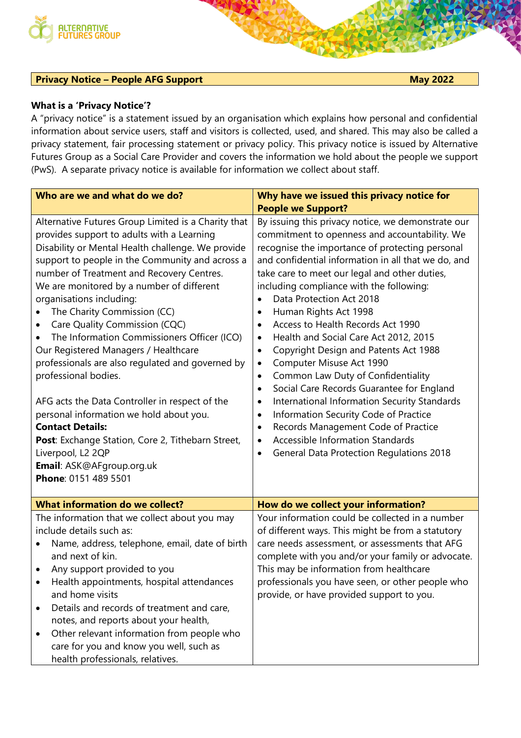| **Privacy Notice – People AFG Support** | **May 2022** |
|---|---|

### What is a 'Privacy Notice'?

A "privacy notice" is a statement issued by an organisation which explains how personal and confidential information about service users, staff and visitors is collected, used, and shared. This may also be called a privacy statement, fair processing statement or privacy policy. This privacy notice is issued by Alternative Futures Group as a Social Care Provider and covers the information we hold about the people we support (PwS). A separate privacy notice is available for information we collect about staff.

| **Who are we and what do we do?** | **Why have we issued this privacy notice for People we Support?** |
|---|---|
| Alternative Futures Group Limited is a Charity that provides support to adults with a Learning Disability or Mental Health challenge. We provide support to people in the Community and across a number of Treatment and Recovery Centres.<br>We are monitored by a number of different organisations including:<br>• The Charity Commission (CC)<br>• Care Quality Commission (CQC)<br>• The Information Commissioners Officer (ICO)<br>Our Registered Managers / Healthcare professionals are also regulated and governed by professional bodies.<br><br>AFG acts the Data Controller in respect of the personal information we hold about you.<br>**Contact Details:**<br>**Post**: Exchange Station, Core 2, Tithebarn Street, Liverpool, L2 2QP<br>**Email**: ASK@AFgroup.org.uk<br>**Phone**: 0151 489 5501 | By issuing this privacy notice, we demonstrate our commitment to openness and accountability. We recognise the importance of protecting personal and confidential information in all that we do, and take care to meet our legal and other duties, including compliance with the following:<br>• Data Protection Act 2018<br>• Human Rights Act 1998<br>• Access to Health Records Act 1990<br>• Health and Social Care Act 2012, 2015<br>• Copyright Design and Patents Act 1988<br>• Computer Misuse Act 1990<br>• Common Law Duty of Confidentiality<br>• Social Care Records Guarantee for England<br>• International Information Security Standards<br>• Information Security Code of Practice<br>• Records Management Code of Practice<br>• Accessible Information Standards<br>• General Data Protection Regulations 2018 |
| **What information do we collect?** | **How do we collect your information?** |
| The information that we collect about you may include details such as:<br>• Name, address, telephone, email, date of birth and next of kin.<br>• Any support provided to you<br>• Health appointments, hospital attendances and home visits<br>• Details and records of treatment and care, notes, and reports about your health,<br>• Other relevant information from people who care for you and know you well, such as health professionals, relatives. | Your information could be collected in a number of different ways. This might be from a statutory care needs assessment, or assessments that AFG complete with you and/or your family or advocate. This may be information from healthcare professionals you have seen, or other people who provide, or have provided support to you. |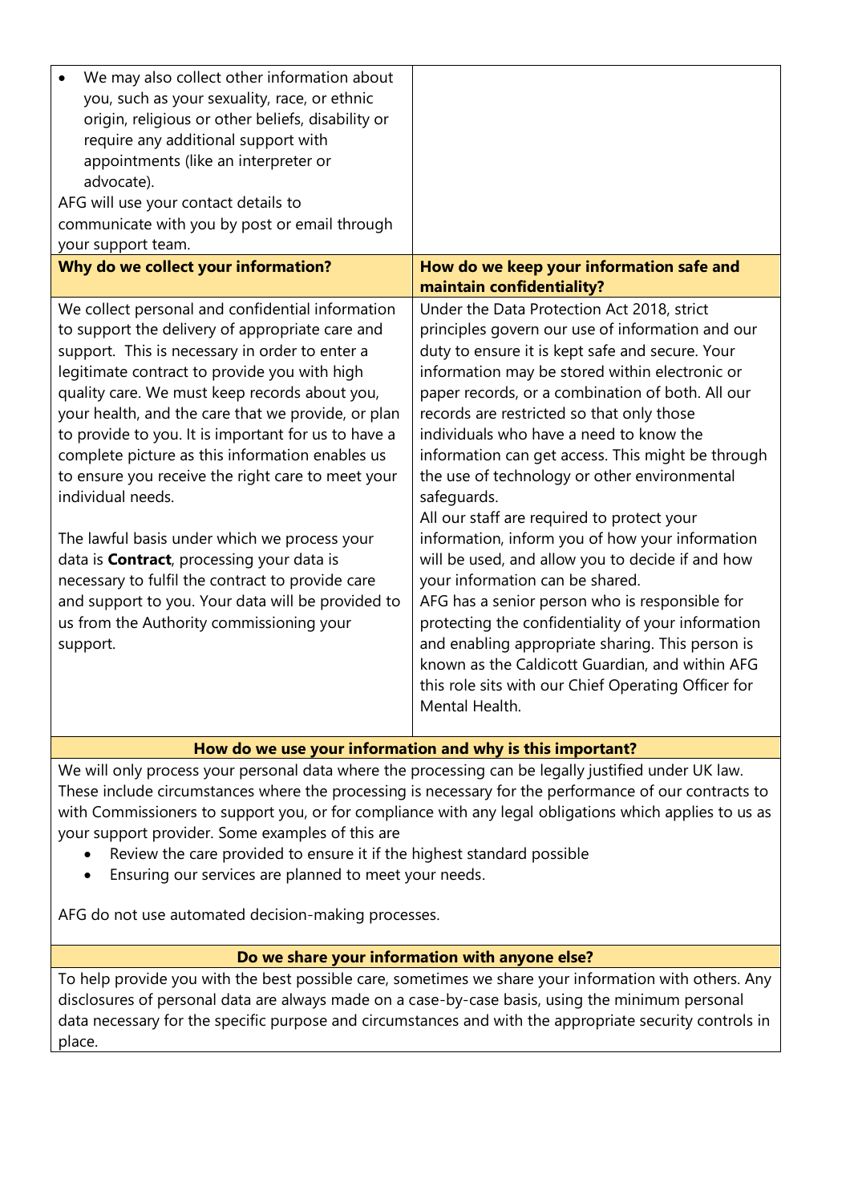- We may also collect other information about you, such as your sexuality, race, or ethnic origin, religious or other beliefs, disability or require any additional support with appointments (like an interpreter or advocate).

AFG will use your contact details to communicate with you by post or email through your support team.

## Why do we collect your information?

We collect personal and confidential information to support the delivery of appropriate care and support. This is necessary in order to enter a legitimate contract to provide you with high quality care. We must keep records about you, your health, and the care that we provide, or plan to provide to you. It is important for us to have a complete picture as this information enables us to ensure you receive the right care to meet your individual needs.

The lawful basis under which we process your data is **Contract**, processing your data is necessary to fulfil the contract to provide care and support to you. Your data will be provided to us from the Authority commissioning your support.

## How do we keep your information safe and maintain confidentiality?

Under the Data Protection Act 2018, strict principles govern our use of information and our duty to ensure it is kept safe and secure. Your information may be stored within electronic or paper records, or a combination of both. All our records are restricted so that only those individuals who have a need to know the information can get access. This might be through the use of technology or other environmental safeguards.

All our staff are required to protect your information, inform you of how your information will be used, and allow you to decide if and how your information can be shared.

AFG has a senior person who is responsible for protecting the confidentiality of your information and enabling appropriate sharing. This person is known as the Caldicott Guardian, and within AFG this role sits with our Chief Operating Officer for Mental Health.

## How do we use your information and why is this important?

We will only process your personal data where the processing can be legally justified under UK law. These include circumstances where the processing is necessary for the performance of our contracts to with Commissioners to support you, or for compliance with any legal obligations which applies to us as your support provider. Some examples of this are

- Review the care provided to ensure it if the highest standard possible
- Ensuring our services are planned to meet your needs.

AFG do not use automated decision-making processes.

## Do we share your information with anyone else?

To help provide you with the best possible care, sometimes we share your information with others. Any disclosures of personal data are always made on a case-by-case basis, using the minimum personal data necessary for the specific purpose and circumstances and with the appropriate security controls in place.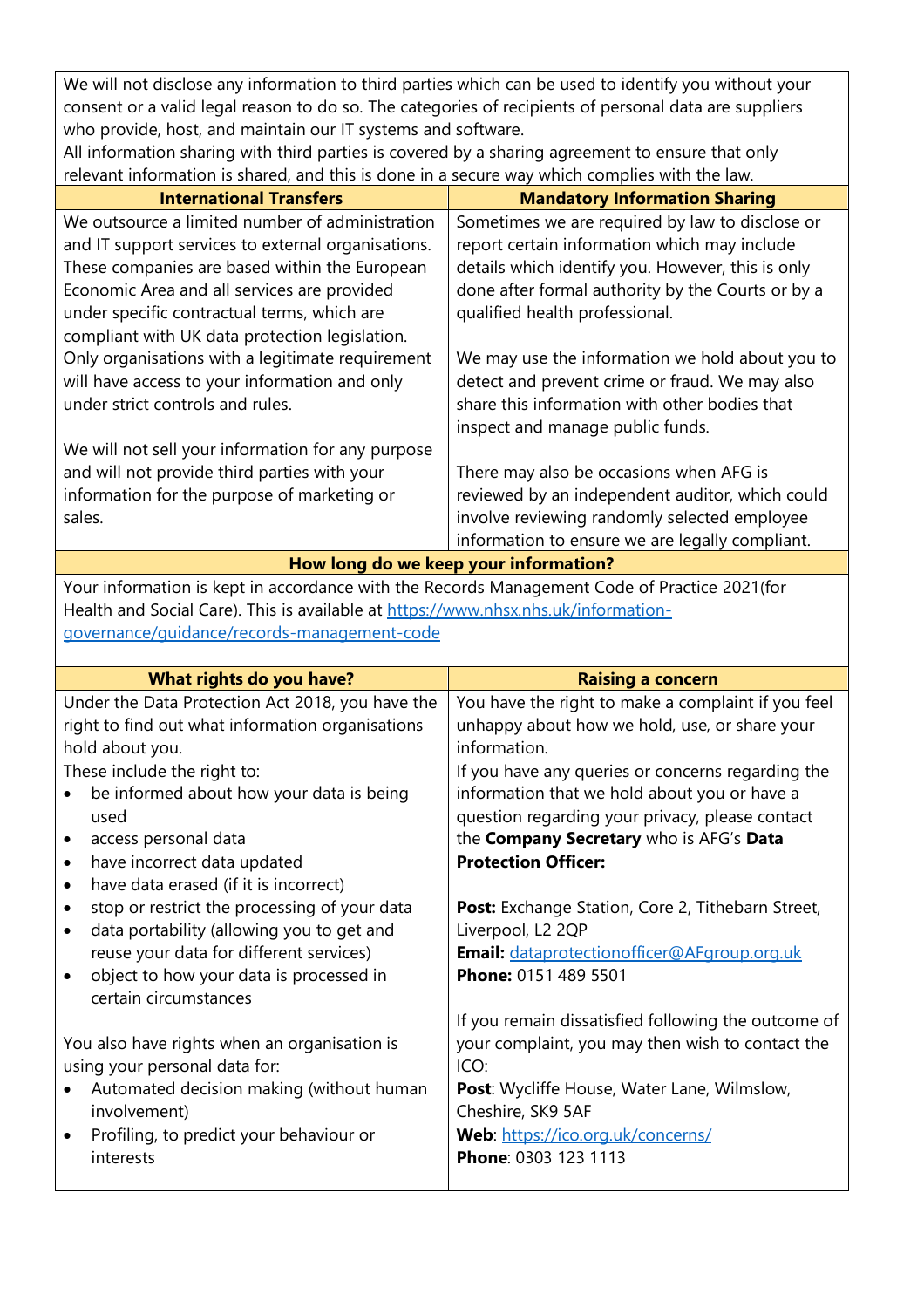We will not disclose any information to third parties which can be used to identify you without your consent or a valid legal reason to do so. The categories of recipients of personal data are suppliers who provide, host, and maintain our IT systems and software.
All information sharing with third parties is covered by a sharing agreement to ensure that only relevant information is shared, and this is done in a secure way which complies with the law.

## International Transfers

We outsource a limited number of administration and IT support services to external organisations. These companies are based within the European Economic Area and all services are provided under specific contractual terms, which are compliant with UK data protection legislation. Only organisations with a legitimate requirement will have access to your information and only under strict controls and rules.

We will not sell your information for any purpose and will not provide third parties with your information for the purpose of marketing or sales.

## Mandatory Information Sharing

Sometimes we are required by law to disclose or report certain information which may include details which identify you. However, this is only done after formal authority by the Courts or by a qualified health professional.

We may use the information we hold about you to detect and prevent crime or fraud. We may also share this information with other bodies that inspect and manage public funds.

There may also be occasions when AFG is reviewed by an independent auditor, which could involve reviewing randomly selected employee information to ensure we are legally compliant.

## How long do we keep your information?

Your information is kept in accordance with the Records Management Code of Practice 2021(for Health and Social Care). This is available at https://www.nhsx.nhs.uk/information-governance/guidance/records-management-code

## What rights do you have?

Under the Data Protection Act 2018, you have the right to find out what information organisations hold about you.
These include the right to:

- be informed about how your data is being used
- access personal data
- have incorrect data updated
- have data erased (if it is incorrect)
- stop or restrict the processing of your data
- data portability (allowing you to get and reuse your data for different services)
- object to how your data is processed in certain circumstances

You also have rights when an organisation is using your personal data for:

- Automated decision making (without human involvement)
- Profiling, to predict your behaviour or interests

## Raising a concern

You have the right to make a complaint if you feel unhappy about how we hold, use, or share your information.
If you have any queries or concerns regarding the information that we hold about you or have a question regarding your privacy, please contact the **Company Secretary** who is AFG's **Data Protection Officer:**

**Post:** Exchange Station, Core 2, Tithebarn Street, Liverpool, L2 2QP
**Email:** dataprotectionofficer@AFgroup.org.uk
**Phone:** 0151 489 5501

If you remain dissatisfied following the outcome of your complaint, you may then wish to contact the ICO:
**Post**: Wycliffe House, Water Lane, Wilmslow, Cheshire, SK9 5AF
**Web**: https://ico.org.uk/concerns/
**Phone**: 0303 123 1113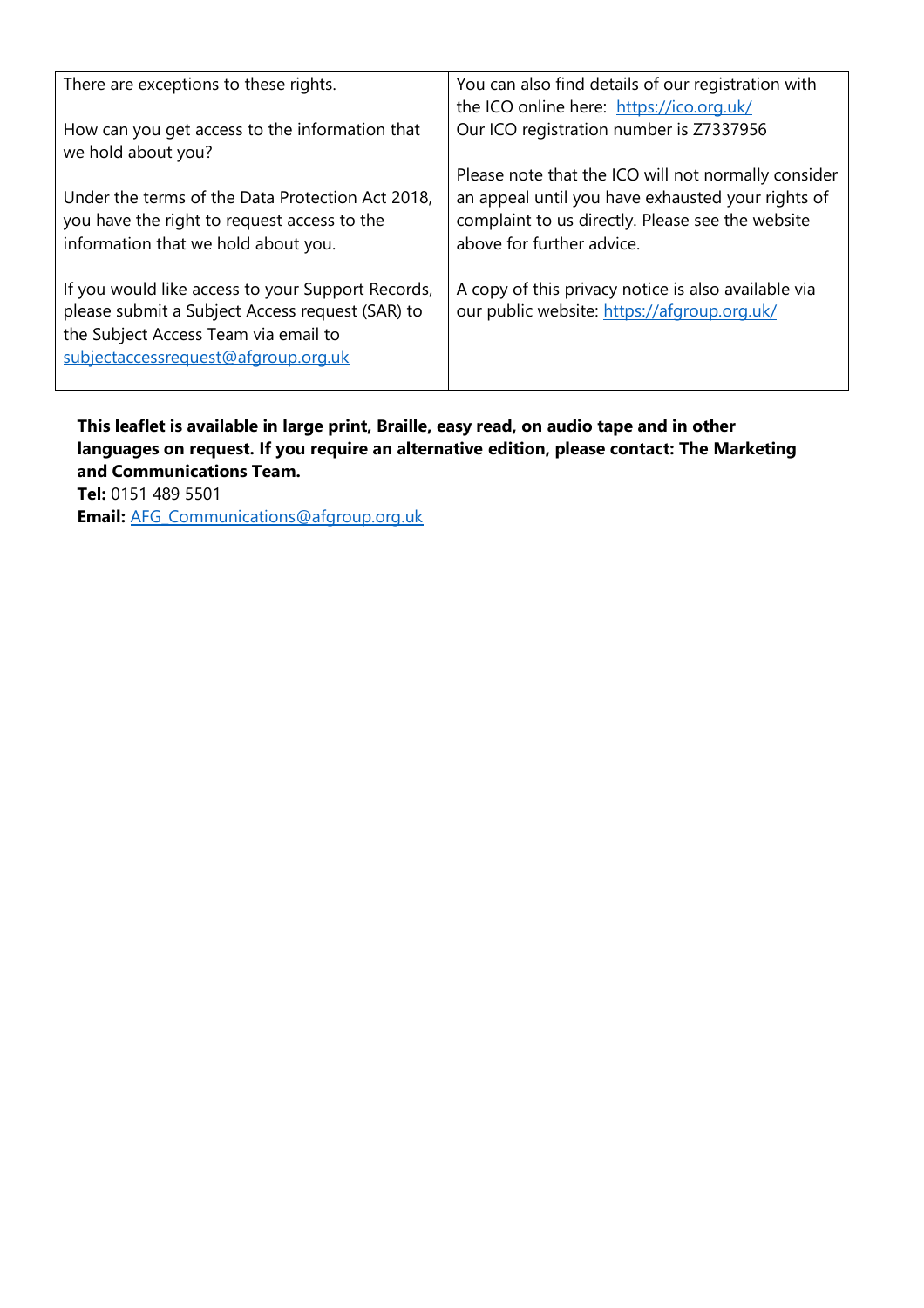| | |
|---|---|
| There are exceptions to these rights.<br><br>How can you get access to the information that we hold about you?<br><br>Under the terms of the Data Protection Act 2018, you have the right to request access to the information that we hold about you.<br><br>If you would like access to your Support Records, please submit a Subject Access request (SAR) to the Subject Access Team via email to subjectaccessrequest@afgroup.org.uk | You can also find details of our registration with the ICO online here: https://ico.org.uk/<br>Our ICO registration number is Z7337956<br><br>Please note that the ICO will not normally consider an appeal until you have exhausted your rights of complaint to us directly. Please see the website above for further advice.<br><br>A copy of this privacy notice is also available via our public website: https://afgroup.org.uk/ |

**This leaflet is available in large print, Braille, easy read, on audio tape and in other languages on request. If you require an alternative edition, please contact: The Marketing and Communications Team.**
**Tel:** 0151 489 5501
**Email:** AFG_Communications@afgroup.org.uk